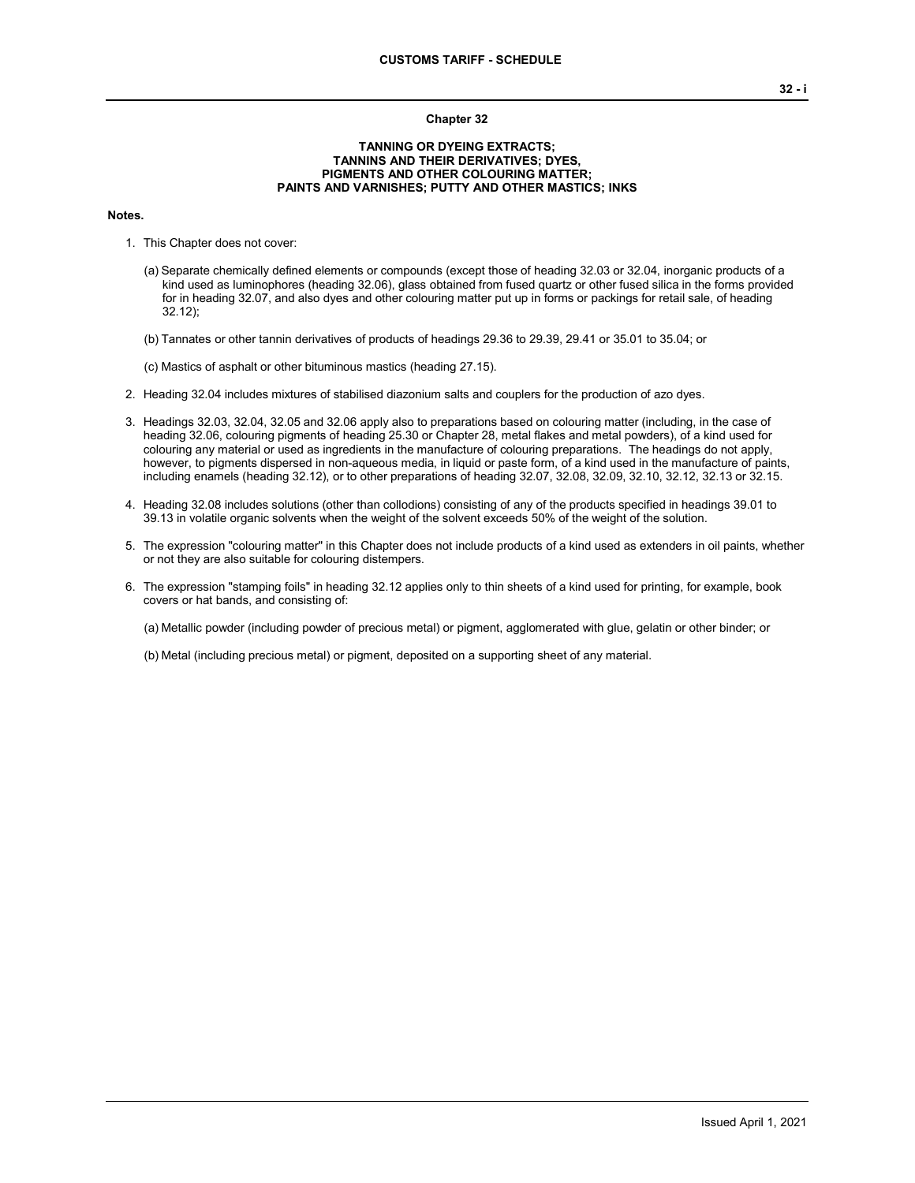# Chapter 32

## TANNING OR DYEING EXTRACTS; TANNINS AND THEIR DERIVATIVES; DYES, PIGMENTS AND OTHER COLOURING MATTER; PAINTS AND VARNISHES; PUTTY AND OTHER MASTICS; INKS

**Notes.**

1. This Chapter does not cover:

   (a) Separate chemically defined elements or compounds (except those of heading 32.03 or 32.04, inorganic products of a kind used as luminophores (heading 32.06), glass obtained from fused quartz or other fused silica in the forms provided for in heading 32.07, and also dyes and other colouring matter put up in forms or packings for retail sale, of heading 32.12);

   (b) Tannates or other tannin derivatives of products of headings 29.36 to 29.39, 29.41 or 35.01 to 35.04; or

   (c) Mastics of asphalt or other bituminous mastics (heading 27.15).

2. Heading 32.04 includes mixtures of stabilised diazonium salts and couplers for the production of azo dyes.

3. Headings 32.03, 32.04, 32.05 and 32.06 apply also to preparations based on colouring matter (including, in the case of heading 32.06, colouring pigments of heading 25.30 or Chapter 28, metal flakes and metal powders), of a kind used for colouring any material or used as ingredients in the manufacture of colouring preparations. The headings do not apply, however, to pigments dispersed in non-aqueous media, in liquid or paste form, of a kind used in the manufacture of paints, including enamels (heading 32.12), or to other preparations of heading 32.07, 32.08, 32.09, 32.10, 32.12, 32.13 or 32.15.

4. Heading 32.08 includes solutions (other than collodions) consisting of any of the products specified in headings 39.01 to 39.13 in volatile organic solvents when the weight of the solvent exceeds 50% of the weight of the solution.

5. The expression "colouring matter" in this Chapter does not include products of a kind used as extenders in oil paints, whether or not they are also suitable for colouring distempers.

6. The expression "stamping foils" in heading 32.12 applies only to thin sheets of a kind used for printing, for example, book covers or hat bands, and consisting of:

   (a) Metallic powder (including powder of precious metal) or pigment, agglomerated with glue, gelatin or other binder; or

   (b) Metal (including precious metal) or pigment, deposited on a supporting sheet of any material.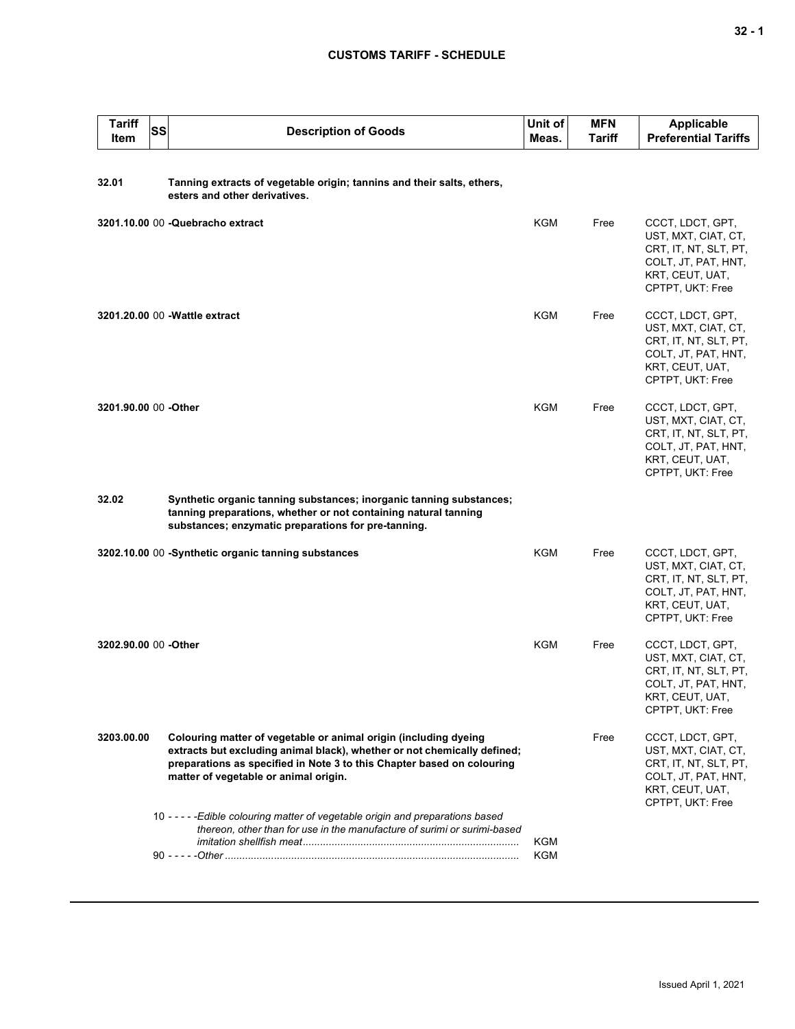| Tariff Item | SS | Description of Goods | Unit of Meas. | MFN Tariff | Applicable Preferential Tariffs |
|---|---|---|---|---|---|
| 32.01 | | **Tanning extracts of vegetable origin; tannins and their salts, ethers, esters and other derivatives.** | | | |
| **3201.10.00** | 00 | **-Quebracho extract** | KGM | Free | CCCT, LDCT, GPT, UST, MXT, CIAT, CT, CRT, IT, NT, SLT, PT, COLT, JT, PAT, HNT, KRT, CEUT, UAT, CPTPT, UKT: Free |
| **3201.20.00** | 00 | **-Wattle extract** | KGM | Free | CCCT, LDCT, GPT, UST, MXT, CIAT, CT, CRT, IT, NT, SLT, PT, COLT, JT, PAT, HNT, KRT, CEUT, UAT, CPTPT, UKT: Free |
| **3201.90.00** | 00 | **-Other** | KGM | Free | CCCT, LDCT, GPT, UST, MXT, CIAT, CT, CRT, IT, NT, SLT, PT, COLT, JT, PAT, HNT, KRT, CEUT, UAT, CPTPT, UKT: Free |
| 32.02 | | **Synthetic organic tanning substances; inorganic tanning substances; tanning preparations, whether or not containing natural tanning substances; enzymatic preparations for pre-tanning.** | | | |
| **3202.10.00** | 00 | **-Synthetic organic tanning substances** | KGM | Free | CCCT, LDCT, GPT, UST, MXT, CIAT, CT, CRT, IT, NT, SLT, PT, COLT, JT, PAT, HNT, KRT, CEUT, UAT, CPTPT, UKT: Free |
| **3202.90.00** | 00 | **-Other** | KGM | Free | CCCT, LDCT, GPT, UST, MXT, CIAT, CT, CRT, IT, NT, SLT, PT, COLT, JT, PAT, HNT, KRT, CEUT, UAT, CPTPT, UKT: Free |
| **3203.00.00** | | **Colouring matter of vegetable or animal origin (including dyeing extracts but excluding animal black), whether or not chemically defined; preparations as specified in Note 3 to this Chapter based on colouring matter of vegetable or animal origin.** | | Free | CCCT, LDCT, GPT, UST, MXT, CIAT, CT, CRT, IT, NT, SLT, PT, COLT, JT, PAT, HNT, KRT, CEUT, UAT, CPTPT, UKT: Free |
| | 10 | - - - - -*Edible colouring matter of vegetable origin and preparations based thereon, other than for use in the manufacture of surimi or surimi-based imitation shellfish meat* | KGM | | |
| | 90 | - - - - -*Other* | KGM | | |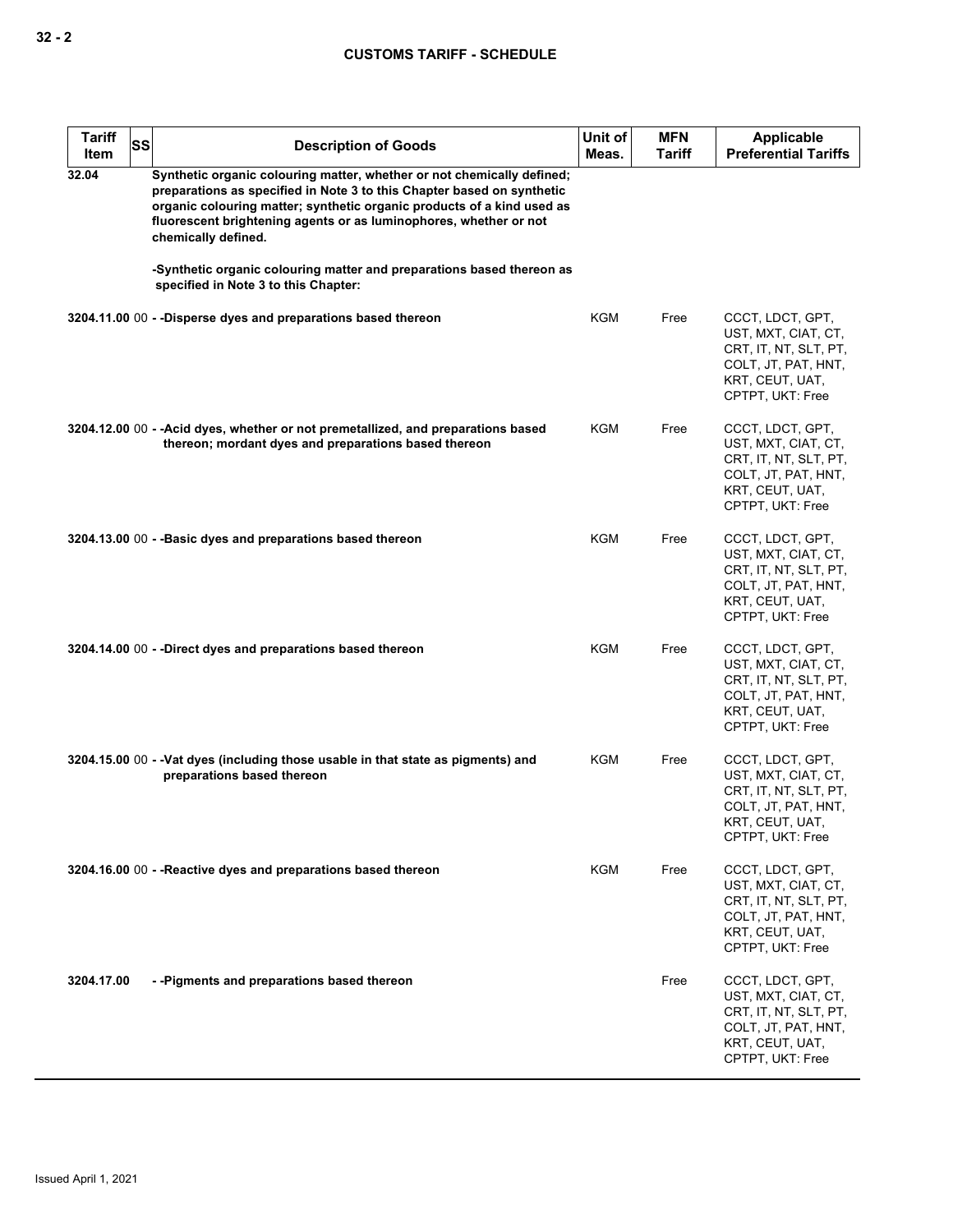| Tariff Item | SS | Description of Goods | Unit of Meas. | MFN Tariff | Applicable Preferential Tariffs |
|---|---|---|---|---|---|
| 32.04 | | **Synthetic organic colouring matter, whether or not chemically defined; preparations as specified in Note 3 to this Chapter based on synthetic organic colouring matter; synthetic organic products of a kind used as fluorescent brightening agents or as luminophores, whether or not chemically defined.** | | | |
| | | **-Synthetic organic colouring matter and preparations based thereon as specified in Note 3 to this Chapter:** | | | |
| **3204.11.00** | 00 | **- -Disperse dyes and preparations based thereon** | KGM | Free | CCCT, LDCT, GPT, UST, MXT, CIAT, CT, CRT, IT, NT, SLT, PT, COLT, JT, PAT, HNT, KRT, CEUT, UAT, CPTPT, UKT: Free |
| **3204.12.00** | 00 | **- -Acid dyes, whether or not premetallized, and preparations based thereon; mordant dyes and preparations based thereon** | KGM | Free | CCCT, LDCT, GPT, UST, MXT, CIAT, CT, CRT, IT, NT, SLT, PT, COLT, JT, PAT, HNT, KRT, CEUT, UAT, CPTPT, UKT: Free |
| **3204.13.00** | 00 | **- -Basic dyes and preparations based thereon** | KGM | Free | CCCT, LDCT, GPT, UST, MXT, CIAT, CT, CRT, IT, NT, SLT, PT, COLT, JT, PAT, HNT, KRT, CEUT, UAT, CPTPT, UKT: Free |
| **3204.14.00** | 00 | **- -Direct dyes and preparations based thereon** | KGM | Free | CCCT, LDCT, GPT, UST, MXT, CIAT, CT, CRT, IT, NT, SLT, PT, COLT, JT, PAT, HNT, KRT, CEUT, UAT, CPTPT, UKT: Free |
| **3204.15.00** | 00 | **- -Vat dyes (including those usable in that state as pigments) and preparations based thereon** | KGM | Free | CCCT, LDCT, GPT, UST, MXT, CIAT, CT, CRT, IT, NT, SLT, PT, COLT, JT, PAT, HNT, KRT, CEUT, UAT, CPTPT, UKT: Free |
| **3204.16.00** | 00 | **- -Reactive dyes and preparations based thereon** | KGM | Free | CCCT, LDCT, GPT, UST, MXT, CIAT, CT, CRT, IT, NT, SLT, PT, COLT, JT, PAT, HNT, KRT, CEUT, UAT, CPTPT, UKT: Free |
| **3204.17.00** | | **- -Pigments and preparations based thereon** | | Free | CCCT, LDCT, GPT, UST, MXT, CIAT, CT, CRT, IT, NT, SLT, PT, COLT, JT, PAT, HNT, KRT, CEUT, UAT, CPTPT, UKT: Free |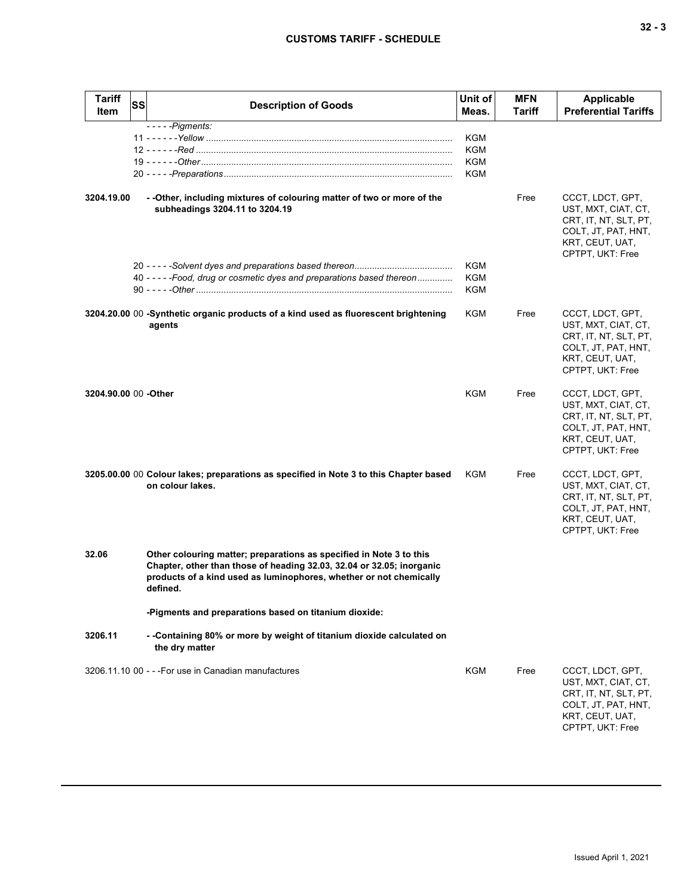| Tariff Item | SS | Description of Goods | Unit of Meas. | MFN Tariff | Applicable Preferential Tariffs |
|---|---|---|---|---|---|
| | | - - - - -*Pigments:* | | | |
| | 11 | - - - - - -*Yellow* | KGM | | |
| | 12 | - - - - - -*Red* | KGM | | |
| | 19 | - - - - - -*Other* | KGM | | |
| | 20 | - - - - -*Preparations* | KGM | | |
| **3204.19.00** | | **- -Other, including mixtures of colouring matter of two or more of the subheadings 3204.11 to 3204.19** | | Free | CCCT, LDCT, GPT, UST, MXT, CIAT, CT, CRT, IT, NT, SLT, PT, COLT, JT, PAT, HNT, KRT, CEUT, UAT, CPTPT, UKT: Free |
| | 20 | - - - - -*Solvent dyes and preparations based thereon* | KGM | | |
| | 40 | - - - - -*Food, drug or cosmetic dyes and preparations based thereon* | KGM | | |
| | 90 | - - - - -*Other* | KGM | | |
| **3204.20.00** | 00 | **-Synthetic organic products of a kind used as fluorescent brightening agents** | KGM | Free | CCCT, LDCT, GPT, UST, MXT, CIAT, CT, CRT, IT, NT, SLT, PT, COLT, JT, PAT, HNT, KRT, CEUT, UAT, CPTPT, UKT: Free |
| **3204.90.00** | 00 | **-Other** | KGM | Free | CCCT, LDCT, GPT, UST, MXT, CIAT, CT, CRT, IT, NT, SLT, PT, COLT, JT, PAT, HNT, KRT, CEUT, UAT, CPTPT, UKT: Free |
| **3205.00.00** | 00 | **Colour lakes; preparations as specified in Note 3 to this Chapter based on colour lakes.** | KGM | Free | CCCT, LDCT, GPT, UST, MXT, CIAT, CT, CRT, IT, NT, SLT, PT, COLT, JT, PAT, HNT, KRT, CEUT, UAT, CPTPT, UKT: Free |
| **32.06** | | **Other colouring matter; preparations as specified in Note 3 to this Chapter, other than those of heading 32.03, 32.04 or 32.05; inorganic products of a kind used as luminophores, whether or not chemically defined.** | | | |
| | | **-Pigments and preparations based on titanium dioxide:** | | | |
| **3206.11** | | **- -Containing 80% or more by weight of titanium dioxide calculated on the dry matter** | | | |
| 3206.11.10 | 00 | - - -For use in Canadian manufactures | KGM | Free | CCCT, LDCT, GPT, UST, MXT, CIAT, CT, CRT, IT, NT, SLT, PT, COLT, JT, PAT, HNT, KRT, CEUT, UAT, CPTPT, UKT: Free |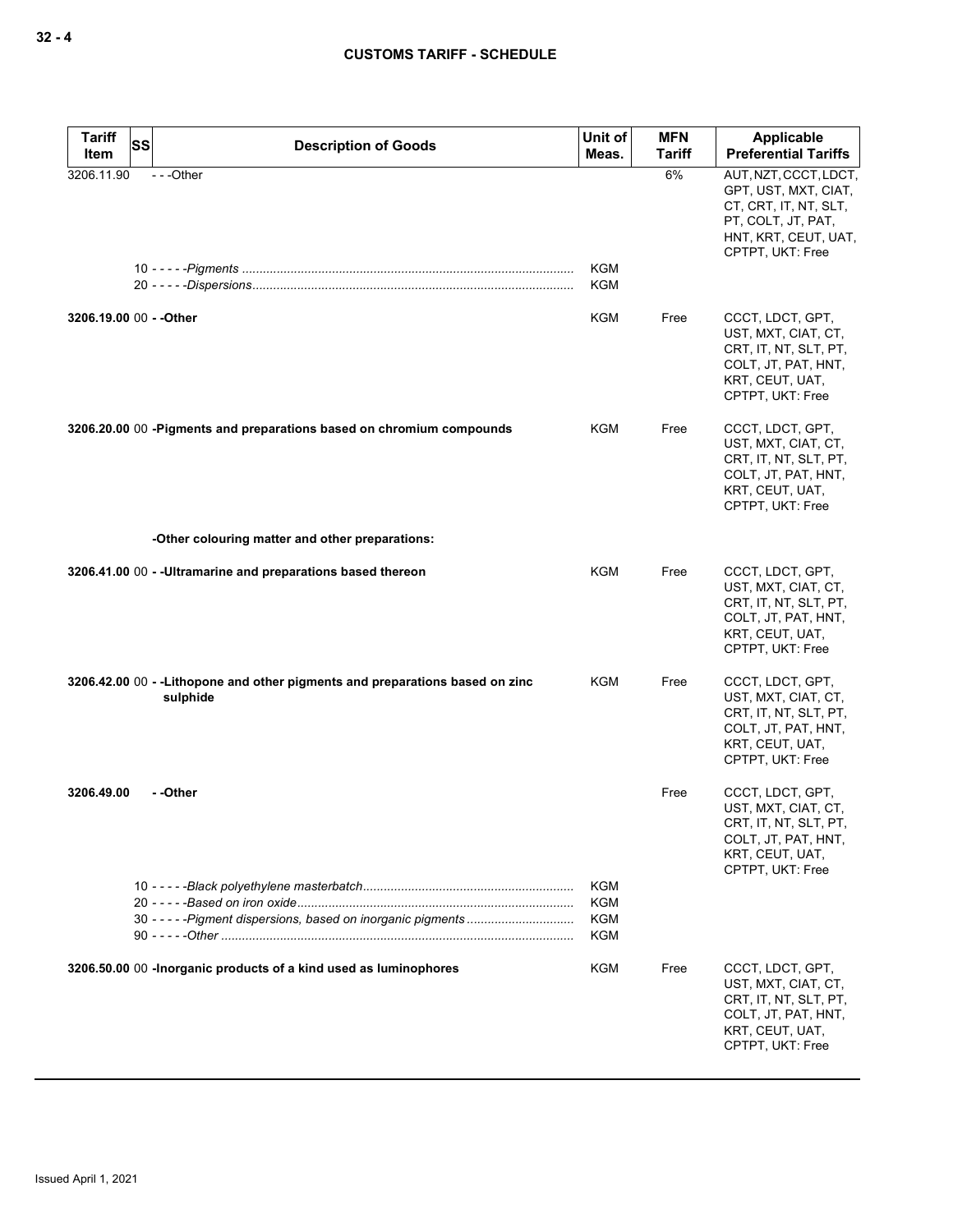| Tariff Item | SS | Description of Goods | Unit of Meas. | MFN Tariff | Applicable Preferential Tariffs |
|---|---|---|---|---|---|
| 3206.11.90 | | - - -Other | | 6% | AUT, NZT, CCCT, LDCT, GPT, UST, MXT, CIAT, CT, CRT, IT, NT, SLT, PT, COLT, JT, PAT, HNT, KRT, CEUT, UAT, CPTPT, UKT: Free |
| | | 10 - - - - -*Pigments* | KGM | | |
| | | 20 - - - - -*Dispersions* | KGM | | |
| **3206.19.00** | 00 | **- -Other** | KGM | Free | CCCT, LDCT, GPT, UST, MXT, CIAT, CT, CRT, IT, NT, SLT, PT, COLT, JT, PAT, HNT, KRT, CEUT, UAT, CPTPT, UKT: Free |
| **3206.20.00** | 00 | **-Pigments and preparations based on chromium compounds** | KGM | Free | CCCT, LDCT, GPT, UST, MXT, CIAT, CT, CRT, IT, NT, SLT, PT, COLT, JT, PAT, HNT, KRT, CEUT, UAT, CPTPT, UKT: Free |
| | | **-Other colouring matter and other preparations:** | | | |
| **3206.41.00** | 00 | **- -Ultramarine and preparations based thereon** | KGM | Free | CCCT, LDCT, GPT, UST, MXT, CIAT, CT, CRT, IT, NT, SLT, PT, COLT, JT, PAT, HNT, KRT, CEUT, UAT, CPTPT, UKT: Free |
| **3206.42.00** | 00 | **- -Lithopone and other pigments and preparations based on zinc sulphide** | KGM | Free | CCCT, LDCT, GPT, UST, MXT, CIAT, CT, CRT, IT, NT, SLT, PT, COLT, JT, PAT, HNT, KRT, CEUT, UAT, CPTPT, UKT: Free |
| **3206.49.00** | | **- -Other** | | Free | CCCT, LDCT, GPT, UST, MXT, CIAT, CT, CRT, IT, NT, SLT, PT, COLT, JT, PAT, HNT, KRT, CEUT, UAT, CPTPT, UKT: Free |
| | | 10 - - - - -*Black polyethylene masterbatch* | KGM | | |
| | | 20 - - - - -*Based on iron oxide* | KGM | | |
| | | 30 - - - - -*Pigment dispersions, based on inorganic pigments* | KGM | | |
| | | 90 - - - - -*Other* | KGM | | |
| **3206.50.00** | 00 | **-Inorganic products of a kind used as luminophores** | KGM | Free | CCCT, LDCT, GPT, UST, MXT, CIAT, CT, CRT, IT, NT, SLT, PT, COLT, JT, PAT, HNT, KRT, CEUT, UAT, CPTPT, UKT: Free |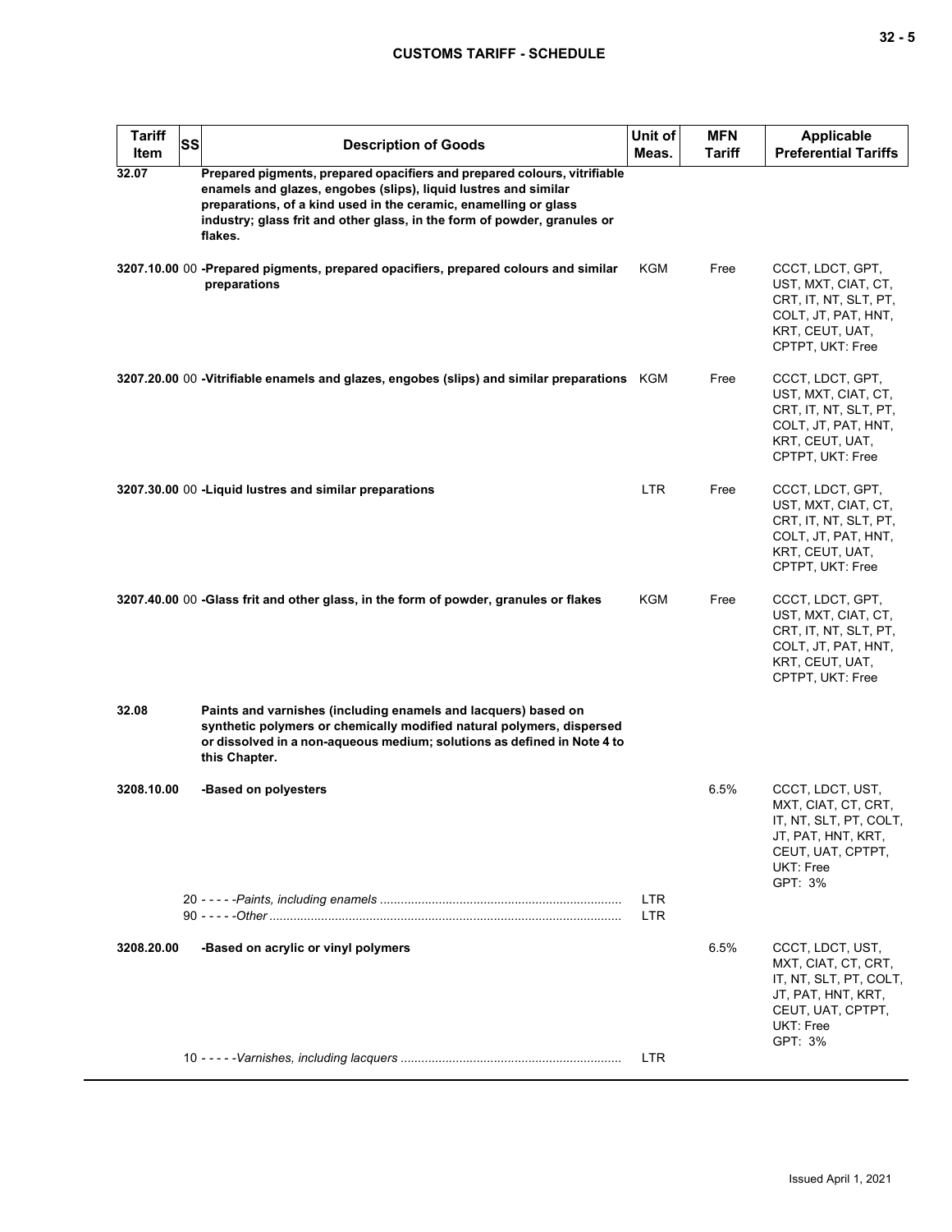| Tariff Item | SS | Description of Goods | Unit of Meas. | MFN Tariff | Applicable Preferential Tariffs |
|---|---|---|---|---|---|
| 32.07 | | **Prepared pigments, prepared opacifiers and prepared colours, vitrifiable enamels and glazes, engobes (slips), liquid lustres and similar preparations, of a kind used in the ceramic, enamelling or glass industry; glass frit and other glass, in the form of powder, granules or flakes.** | | | |
| 3207.10.00 | 00 | **-Prepared pigments, prepared opacifiers, prepared colours and similar preparations** | KGM | Free | CCCT, LDCT, GPT, UST, MXT, CIAT, CT, CRT, IT, NT, SLT, PT, COLT, JT, PAT, HNT, KRT, CEUT, UAT, CPTPT, UKT: Free |
| 3207.20.00 | 00 | **-Vitrifiable enamels and glazes, engobes (slips) and similar preparations** | KGM | Free | CCCT, LDCT, GPT, UST, MXT, CIAT, CT, CRT, IT, NT, SLT, PT, COLT, JT, PAT, HNT, KRT, CEUT, UAT, CPTPT, UKT: Free |
| 3207.30.00 | 00 | **-Liquid lustres and similar preparations** | LTR | Free | CCCT, LDCT, GPT, UST, MXT, CIAT, CT, CRT, IT, NT, SLT, PT, COLT, JT, PAT, HNT, KRT, CEUT, UAT, CPTPT, UKT: Free |
| 3207.40.00 | 00 | **-Glass frit and other glass, in the form of powder, granules or flakes** | KGM | Free | CCCT, LDCT, GPT, UST, MXT, CIAT, CT, CRT, IT, NT, SLT, PT, COLT, JT, PAT, HNT, KRT, CEUT, UAT, CPTPT, UKT: Free |
| 32.08 | | **Paints and varnishes (including enamels and lacquers) based on synthetic polymers or chemically modified natural polymers, dispersed or dissolved in a non-aqueous medium; solutions as defined in Note 4 to this Chapter.** | | | |
| 3208.10.00 | | **-Based on polyesters** | | 6.5% | CCCT, LDCT, UST, MXT, CIAT, CT, CRT, IT, NT, SLT, PT, COLT, JT, PAT, HNT, KRT, CEUT, UAT, CPTPT, UKT: Free<br>GPT: 3% |
| | 20 | - - - - -*Paints, including enamels* | LTR | | |
| | 90 | - - - - -*Other* | LTR | | |
| 3208.20.00 | | **-Based on acrylic or vinyl polymers** | | 6.5% | CCCT, LDCT, UST, MXT, CIAT, CT, CRT, IT, NT, SLT, PT, COLT, JT, PAT, HNT, KRT, CEUT, UAT, CPTPT, UKT: Free<br>GPT: 3% |
| | 10 | - - - - -*Varnishes, including lacquers* | LTR | | |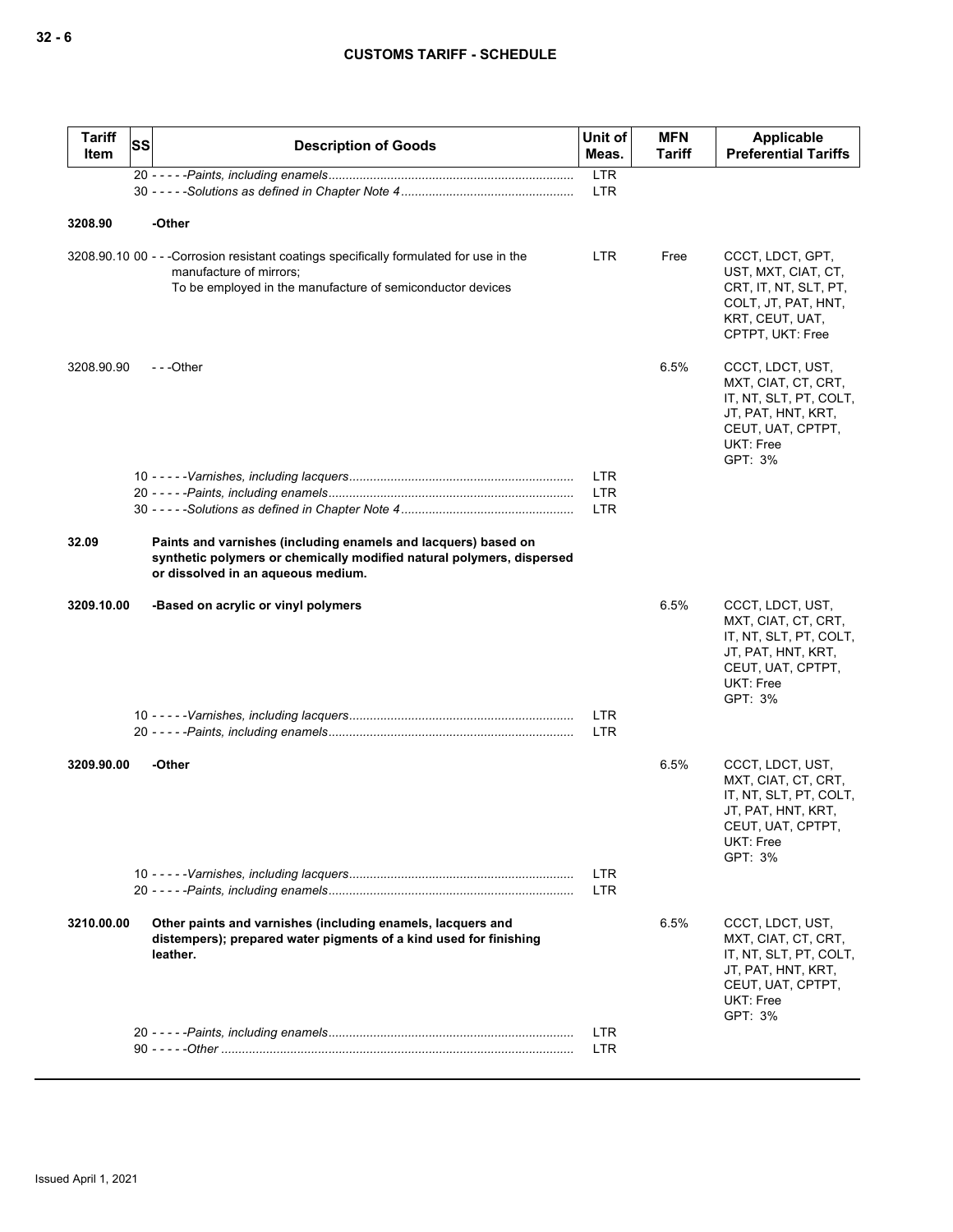| Tariff Item | SS | Description of Goods | Unit of Meas. | MFN Tariff | Applicable Preferential Tariffs |
|---|---|---|---|---|---|
| | | 20 - - - - -*Paints, including enamels* | LTR | | |
| | | 30 - - - - -*Solutions as defined in Chapter Note 4* | LTR | | |
| **3208.90** | | **-Other** | | | |
| 3208.90.10 | 00 | - - -Corrosion resistant coatings specifically formulated for use in the manufacture of mirrors;<br>To be employed in the manufacture of semiconductor devices | LTR | Free | CCCT, LDCT, GPT, UST, MXT, CIAT, CT, CRT, IT, NT, SLT, PT, COLT, JT, PAT, HNT, KRT, CEUT, UAT, CPTPT, UKT: Free |
| 3208.90.90 | | - - -Other | | 6.5% | CCCT, LDCT, UST, MXT, CIAT, CT, CRT, IT, NT, SLT, PT, COLT, JT, PAT, HNT, KRT, CEUT, UAT, CPTPT, UKT: Free<br>GPT: 3% |
| | | 10 - - - - -*Varnishes, including lacquers* | LTR | | |
| | | 20 - - - - -*Paints, including enamels* | LTR | | |
| | | 30 - - - - -*Solutions as defined in Chapter Note 4* | LTR | | |
| **32.09** | | **Paints and varnishes (including enamels and lacquers) based on synthetic polymers or chemically modified natural polymers, dispersed or dissolved in an aqueous medium.** | | | |
| **3209.10.00** | | **-Based on acrylic or vinyl polymers** | | 6.5% | CCCT, LDCT, UST, MXT, CIAT, CT, CRT, IT, NT, SLT, PT, COLT, JT, PAT, HNT, KRT, CEUT, UAT, CPTPT, UKT: Free<br>GPT: 3% |
| | | 10 - - - - -*Varnishes, including lacquers* | LTR | | |
| | | 20 - - - - -*Paints, including enamels* | LTR | | |
| **3209.90.00** | | **-Other** | | 6.5% | CCCT, LDCT, UST, MXT, CIAT, CT, CRT, IT, NT, SLT, PT, COLT, JT, PAT, HNT, KRT, CEUT, UAT, CPTPT, UKT: Free<br>GPT: 3% |
| | | 10 - - - - -*Varnishes, including lacquers* | LTR | | |
| | | 20 - - - - -*Paints, including enamels* | LTR | | |
| **3210.00.00** | | **Other paints and varnishes (including enamels, lacquers and distempers); prepared water pigments of a kind used for finishing leather.** | | 6.5% | CCCT, LDCT, UST, MXT, CIAT, CT, CRT, IT, NT, SLT, PT, COLT, JT, PAT, HNT, KRT, CEUT, UAT, CPTPT, UKT: Free<br>GPT: 3% |
| | | 20 - - - - -*Paints, including enamels* | LTR | | |
| | | 90 - - - - -*Other* | LTR | | |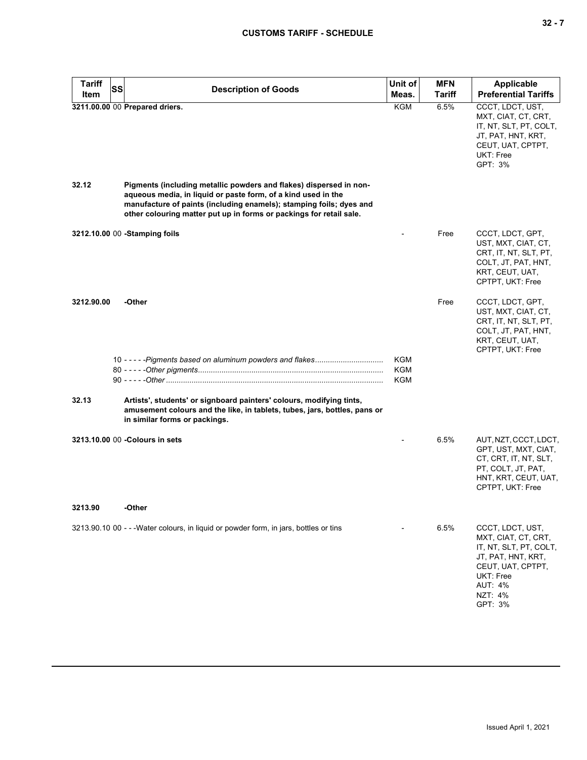| Tariff Item | SS | Description of Goods | Unit of Meas. | MFN Tariff | Applicable Preferential Tariffs |
|---|---|---|---|---|---|
| **3211.00.00** | 00 | **Prepared driers.** | KGM | 6.5% | CCCT, LDCT, UST, MXT, CIAT, CT, CRT, IT, NT, SLT, PT, COLT, JT, PAT, HNT, KRT, CEUT, UAT, CPTPT, UKT: Free<br>GPT: 3% |
| **32.12** | | **Pigments (including metallic powders and flakes) dispersed in non-aqueous media, in liquid or paste form, of a kind used in the manufacture of paints (including enamels); stamping foils; dyes and other colouring matter put up in forms or packings for retail sale.** | | | |
| **3212.10.00** | 00 | **-Stamping foils** | - | Free | CCCT, LDCT, GPT, UST, MXT, CIAT, CT, CRT, IT, NT, SLT, PT, COLT, JT, PAT, HNT, KRT, CEUT, UAT, CPTPT, UKT: Free |
| **3212.90.00** | | **-Other** | | Free | CCCT, LDCT, GPT, UST, MXT, CIAT, CT, CRT, IT, NT, SLT, PT, COLT, JT, PAT, HNT, KRT, CEUT, UAT, CPTPT, UKT: Free |
| | 10 | - - - - -*Pigments based on aluminum powders and flakes* | KGM | | |
| | 80 | - - - - -*Other pigments* | KGM | | |
| | 90 | - - - - -*Other* | KGM | | |
| **32.13** | | **Artists', students' or signboard painters' colours, modifying tints, amusement colours and the like, in tablets, tubes, jars, bottles, pans or in similar forms or packings.** | | | |
| **3213.10.00** | 00 | **-Colours in sets** | - | 6.5% | AUT, NZT, CCCT, LDCT, GPT, UST, MXT, CIAT, CT, CRT, IT, NT, SLT, PT, COLT, JT, PAT, HNT, KRT, CEUT, UAT, CPTPT, UKT: Free |
| **3213.90** | | **-Other** | | | |
| 3213.90.10 | 00 | - - -Water colours, in liquid or powder form, in jars, bottles or tins | - | 6.5% | CCCT, LDCT, UST, MXT, CIAT, CT, CRT, IT, NT, SLT, PT, COLT, JT, PAT, HNT, KRT, CEUT, UAT, CPTPT, UKT: Free<br>AUT: 4%<br>NZT: 4%<br>GPT: 3% |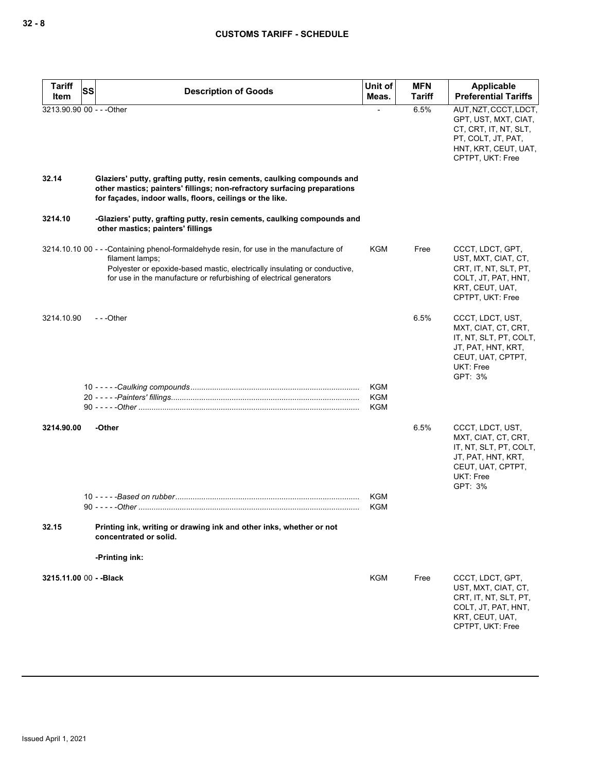| Tariff Item | SS | Description of Goods | Unit of Meas. | MFN Tariff | Applicable Preferential Tariffs |
|---|---|---|---|---|---|
| 3213.90.90 | 00 | - - -Other | - | 6.5% | AUT, NZT, CCCT, LDCT, GPT, UST, MXT, CIAT, CT, CRT, IT, NT, SLT, PT, COLT, JT, PAT, HNT, KRT, CEUT, UAT, CPTPT, UKT: Free |
| **32.14** | | **Glaziers' putty, grafting putty, resin cements, caulking compounds and other mastics; painters' fillings; non-refractory surfacing preparations for façades, indoor walls, floors, ceilings or the like.** | | | |
| **3214.10** | | **-Glaziers' putty, grafting putty, resin cements, caulking compounds and other mastics; painters' fillings** | | | |
| 3214.10.10 | 00 | - - -Containing phenol-formaldehyde resin, for use in the manufacture of filament lamps;<br>Polyester or epoxide-based mastic, electrically insulating or conductive, for use in the manufacture or refurbishing of electrical generators | KGM | Free | CCCT, LDCT, GPT, UST, MXT, CIAT, CT, CRT, IT, NT, SLT, PT, COLT, JT, PAT, HNT, KRT, CEUT, UAT, CPTPT, UKT: Free |
| 3214.10.90 | | - - -Other | | 6.5% | CCCT, LDCT, UST, MXT, CIAT, CT, CRT, IT, NT, SLT, PT, COLT, JT, PAT, HNT, KRT, CEUT, UAT, CPTPT, UKT: Free<br>GPT: 3% |
| | 10 | - - - - -*Caulking compounds* | KGM | | |
| | 20 | - - - - -*Painters' fillings* | KGM | | |
| | 90 | - - - - -*Other* | KGM | | |
| **3214.90.00** | | **-Other** | | 6.5% | CCCT, LDCT, UST, MXT, CIAT, CT, CRT, IT, NT, SLT, PT, COLT, JT, PAT, HNT, KRT, CEUT, UAT, CPTPT, UKT: Free<br>GPT: 3% |
| | 10 | - - - - -*Based on rubber* | KGM | | |
| | 90 | - - - - -*Other* | KGM | | |
| **32.15** | | **Printing ink, writing or drawing ink and other inks, whether or not concentrated or solid.** | | | |
| | | **-Printing ink:** | | | |
| **3215.11.00** | 00 | **- -Black** | KGM | Free | CCCT, LDCT, GPT, UST, MXT, CIAT, CT, CRT, IT, NT, SLT, PT, COLT, JT, PAT, HNT, KRT, CEUT, UAT, CPTPT, UKT: Free |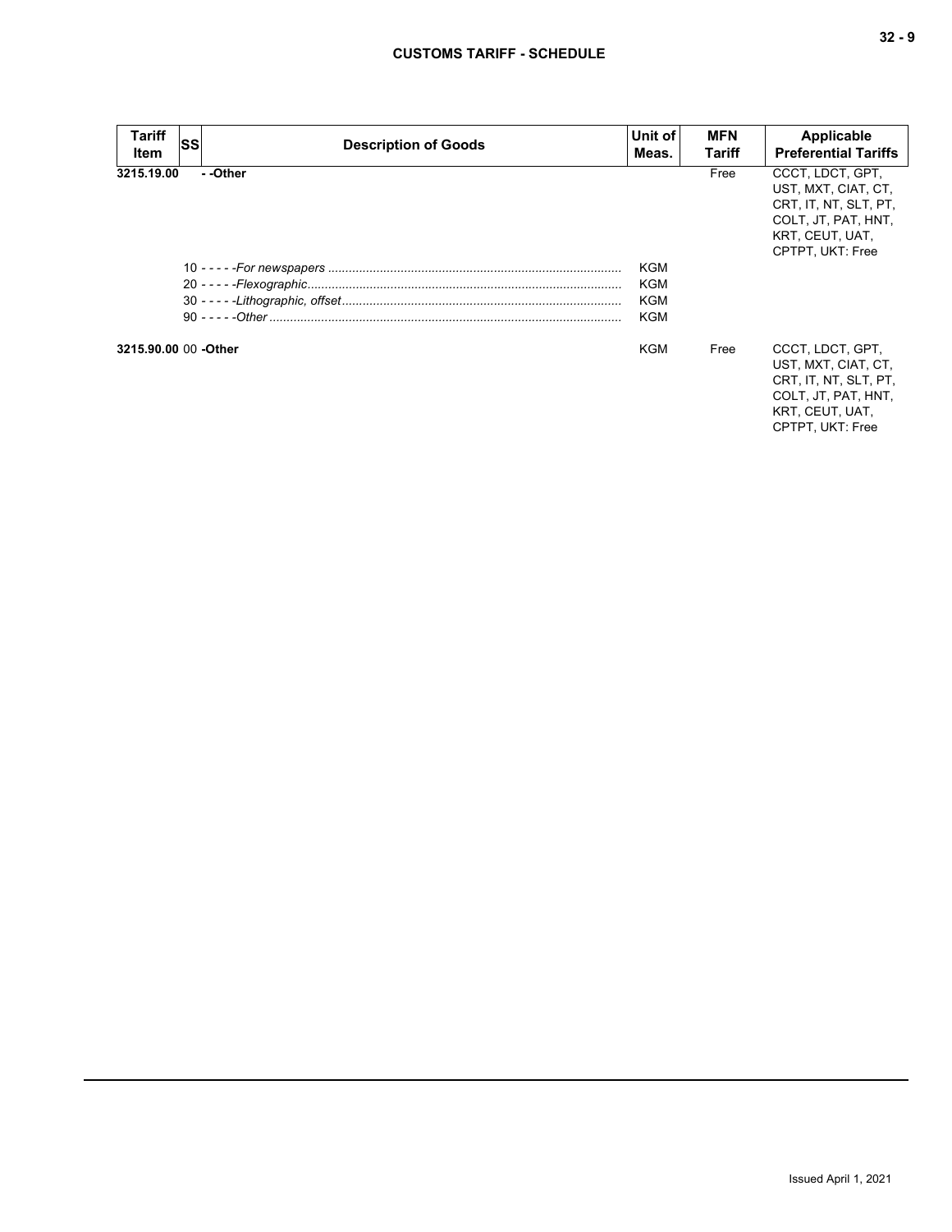| Tariff Item | SS | Description of Goods | Unit of Meas. | MFN Tariff | Applicable Preferential Tariffs |
| --- | --- | --- | --- | --- | --- |
| 3215.19.00 | | - -Other | | Free | CCCT, LDCT, GPT, UST, MXT, CIAT, CT, CRT, IT, NT, SLT, PT, COLT, JT, PAT, HNT, KRT, CEUT, UAT, CPTPT, UKT: Free |
| | 10 | - - - - -*For newspapers* | KGM | | |
| | 20 | - - - - -*Flexographic* | KGM | | |
| | 30 | - - - - -*Lithographic, offset* | KGM | | |
| | 90 | - - - - -*Other* | KGM | | |
| 3215.90.00 | 00 | -Other | KGM | Free | CCCT, LDCT, GPT, UST, MXT, CIAT, CT, CRT, IT, NT, SLT, PT, COLT, JT, PAT, HNT, KRT, CEUT, UAT, CPTPT, UKT: Free |